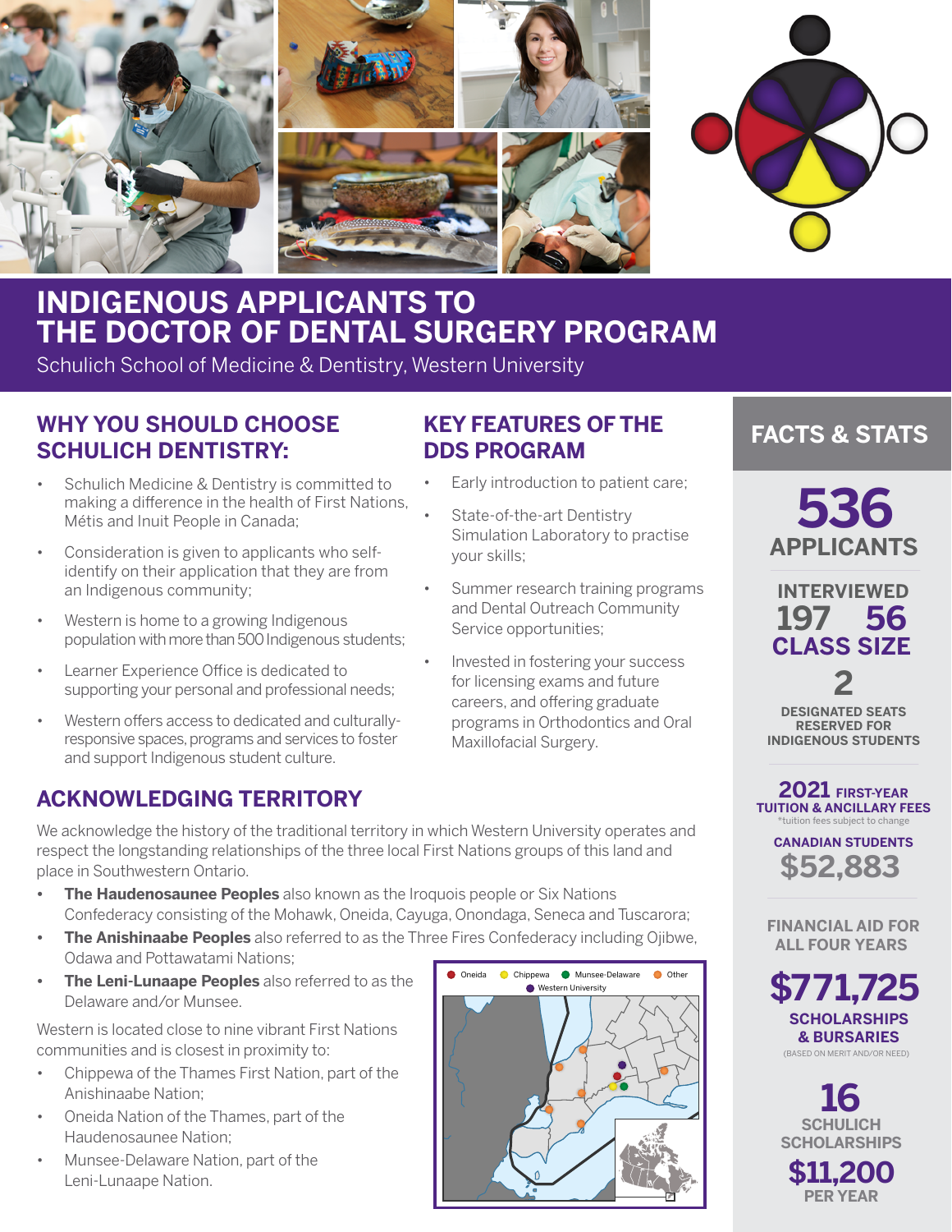# INDIGENOUS APPLICANTS TO THE DOCTOR OF DENTAL SURGERY PROGRAM

Schulich School of Medicine & Dentistry, Western University

## WHY YOU SHOULD CHOOSE SCHULICH DENTISTRY:

- Schulich Medicine & Dentistry is committed to making a difference in the health of First Nations, Métis and Inuit People in Canada;
- Consideration is given to applicants who self-identify on their application that they are from an Indigenous community;
- Western is home to a growing Indigenous population with more than 500 Indigenous students;
- Learner Experience Office is dedicated to supporting your personal and professional needs;
- Western offers access to dedicated and culturally-responsive spaces, programs and services to foster and support Indigenous student culture.

## KEY FEATURES OF THE DDS PROGRAM

- Early introduction to patient care;
- State-of-the-art Dentistry Simulation Laboratory to practise your skills;
- Summer research training programs and Dental Outreach Community Service opportunities;
- Invested in fostering your success for licensing exams and future careers, and offering graduate programs in Orthodontics and Oral Maxillofacial Surgery.

## ACKNOWLEDGING TERRITORY

We acknowledge the history of the traditional territory in which Western University operates and respect the longstanding relationships of the three local First Nations groups of this land and place in Southwestern Ontario.

- **The Haudenosaunee Peoples** also known as the Iroquois people or Six Nations Confederacy consisting of the Mohawk, Oneida, Cayuga, Onondaga, Seneca and Tuscarora;
- **The Anishinaabe Peoples** also referred to as the Three Fires Confederacy including Ojibwe, Odawa and Pottawatami Nations;
- **The Leni-Lunaape Peoples** also referred to as the Delaware and/or Munsee.

Western is located close to nine vibrant First Nations communities and is closest in proximity to:

- Chippewa of the Thames First Nation, part of the Anishinaabe Nation;
- Oneida Nation of the Thames, part of the Haudenosaunee Nation;
- Munsee-Delaware Nation, part of the Leni-Lunaape Nation.

Oneida · Chippewa · Munsee-Delaware · Other · Western University

## FACTS & STATS

**536** APPLICANTS

INTERVIEWED **197**

**56** CLASS SIZE

**2** DESIGNATED SEATS RESERVED FOR INDIGENOUS STUDENTS

**2021** FIRST-YEAR TUITION & ANCILLARY FEES
*tuition fees subject to change

CANADIAN STUDENTS **$52,883**

FINANCIAL AID FOR ALL FOUR YEARS

**$771,725** SCHOLARSHIPS & BURSARIES
(BASED ON MERIT AND/OR NEED)

**16** SCHULICH SCHOLARSHIPS

**$11,200** PER YEAR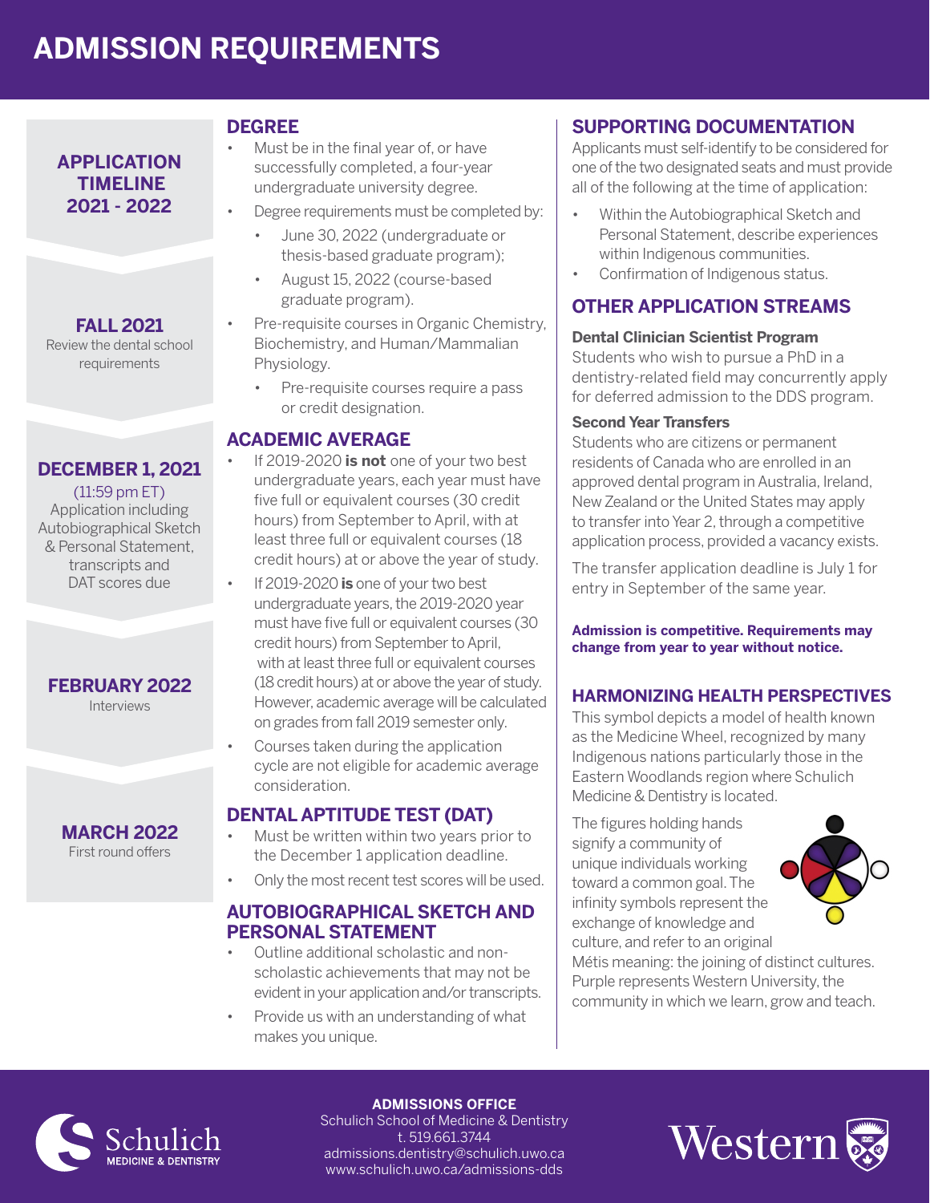# ADMISSION REQUIREMENTS

## APPLICATION TIMELINE 2021 - 2022

**FALL 2021**
Review the dental school requirements

**DECEMBER 1, 2021**
(11:59 pm ET)
Application including Autobiographical Sketch & Personal Statement, transcripts and DAT scores due

**FEBRUARY 2022**
Interviews

**MARCH 2022**
First round offers

## DEGREE

- Must be in the final year of, or have successfully completed, a four-year undergraduate university degree.
- Degree requirements must be completed by:
  - June 30, 2022 (undergraduate or thesis-based graduate program);
  - August 15, 2022 (course-based graduate program).
- Pre-requisite courses in Organic Chemistry, Biochemistry, and Human/Mammalian Physiology.
  - Pre-requisite courses require a pass or credit designation.

## ACADEMIC AVERAGE

- If 2019-2020 **is not** one of your two best undergraduate years, each year must have five full or equivalent courses (30 credit hours) from September to April, with at least three full or equivalent courses (18 credit hours) at or above the year of study.
- If 2019-2020 **is** one of your two best undergraduate years, the 2019-2020 year must have five full or equivalent courses (30 credit hours) from September to April, with at least three full or equivalent courses (18 credit hours) at or above the year of study. However, academic average will be calculated on grades from fall 2019 semester only.
- Courses taken during the application cycle are not eligible for academic average consideration.

## DENTAL APTITUDE TEST (DAT)

- Must be written within two years prior to the December 1 application deadline.
- Only the most recent test scores will be used.

## AUTOBIOGRAPHICAL SKETCH AND PERSONAL STATEMENT

- Outline additional scholastic and non-scholastic achievements that may not be evident in your application and/or transcripts.
- Provide us with an understanding of what makes you unique.

## SUPPORTING DOCUMENTATION

Applicants must self-identify to be considered for one of the two designated seats and must provide all of the following at the time of application:

- Within the Autobiographical Sketch and Personal Statement, describe experiences within Indigenous communities.
- Confirmation of Indigenous status.

## OTHER APPLICATION STREAMS

### Dental Clinician Scientist Program

Students who wish to pursue a PhD in a dentistry-related field may concurrently apply for deferred admission to the DDS program.

### Second Year Transfers

Students who are citizens or permanent residents of Canada who are enrolled in an approved dental program in Australia, Ireland, New Zealand or the United States may apply to transfer into Year 2, through a competitive application process, provided a vacancy exists.

The transfer application deadline is July 1 for entry in September of the same year.

**Admission is competitive. Requirements may change from year to year without notice.**

## HARMONIZING HEALTH PERSPECTIVES

This symbol depicts a model of health known as the Medicine Wheel, recognized by many Indigenous nations particularly those in the Eastern Woodlands region where Schulich Medicine & Dentistry is located.

The figures holding hands signify a community of unique individuals working toward a common goal. The infinity symbols represent the exchange of knowledge and culture, and refer to an original Métis meaning: the joining of distinct cultures. Purple represents Western University, the community in which we learn, grow and teach.

**ADMISSIONS OFFICE**
Schulich School of Medicine & Dentistry
t. 519.661.3744
admissions.dentistry@schulich.uwo.ca
www.schulich.uwo.ca/admissions-dds

Schulich MEDICINE & DENTISTRY

Western